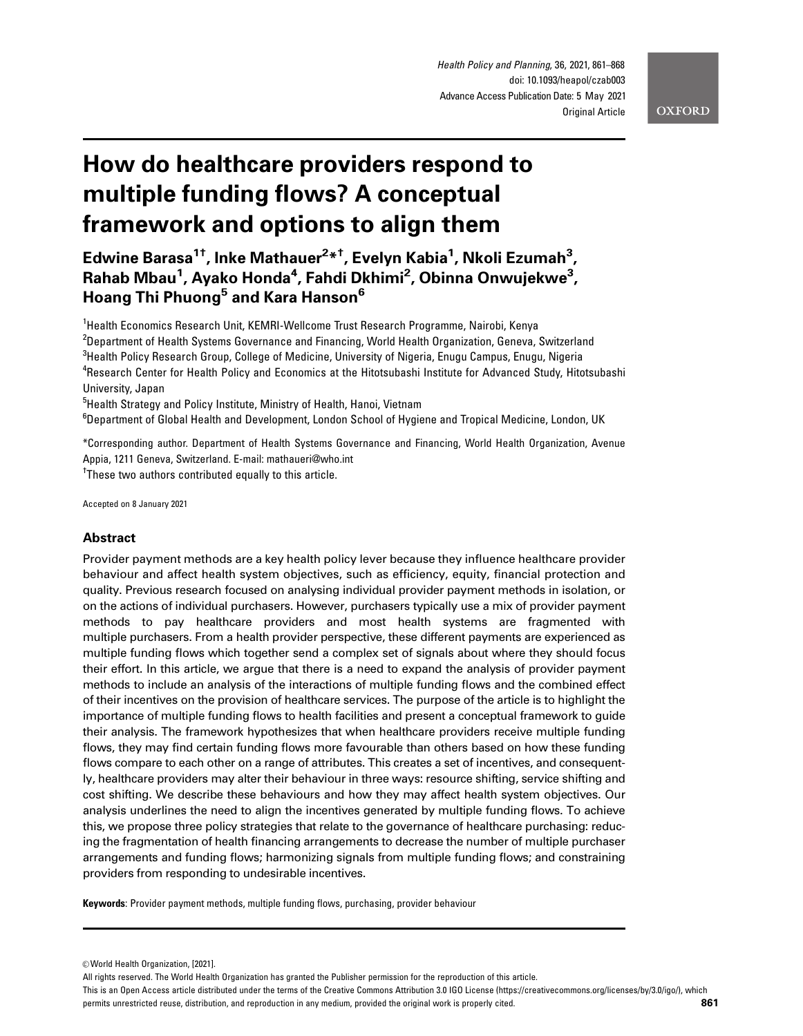# How do healthcare providers respond to multiple funding flows? A conceptual framework and options to align them

**Edwine Barasa[1†], Inke Mathauer[2*†], Evelyn Kabia[1], Nkoli Ezumah[3], Rahab Mbau[1], Ayako Honda[4], Fahdi Dkhimi[2], Obinna Onwujekwe[3], Hoang Thi Phuong[5] and Kara Hanson[6]**

[1]Health Economics Research Unit, KEMRI-Wellcome Trust Research Programme, Nairobi, Kenya
[2]Department of Health Systems Governance and Financing, World Health Organization, Geneva, Switzerland
[3]Health Policy Research Group, College of Medicine, University of Nigeria, Enugu Campus, Enugu, Nigeria
[4]Research Center for Health Policy and Economics at the Hitotsubashi Institute for Advanced Study, Hitotsubashi University, Japan
[5]Health Strategy and Policy Institute, Ministry of Health, Hanoi, Vietnam
[6]Department of Global Health and Development, London School of Hygiene and Tropical Medicine, London, UK

*Corresponding author. Department of Health Systems Governance and Financing, World Health Organization, Avenue Appia, 1211 Geneva, Switzerland. E-mail: mathaueri@who.int
[†]These two authors contributed equally to this article.

Accepted on 8 January 2021

## Abstract

Provider payment methods are a key health policy lever because they influence healthcare provider behaviour and affect health system objectives, such as efficiency, equity, financial protection and quality. Previous research focused on analysing individual provider payment methods in isolation, or on the actions of individual purchasers. However, purchasers typically use a mix of provider payment methods to pay healthcare providers and most health systems are fragmented with multiple purchasers. From a health provider perspective, these different payments are experienced as multiple funding flows which together send a complex set of signals about where they should focus their effort. In this article, we argue that there is a need to expand the analysis of provider payment methods to include an analysis of the interactions of multiple funding flows and the combined effect of their incentives on the provision of healthcare services. The purpose of the article is to highlight the importance of multiple funding flows to health facilities and present a conceptual framework to guide their analysis. The framework hypothesizes that when healthcare providers receive multiple funding flows, they may find certain funding flows more favourable than others based on how these funding flows compare to each other on a range of attributes. This creates a set of incentives, and consequently, healthcare providers may alter their behaviour in three ways: resource shifting, service shifting and cost shifting. We describe these behaviours and how they may affect health system objectives. Our analysis underlines the need to align the incentives generated by multiple funding flows. To achieve this, we propose three policy strategies that relate to the governance of healthcare purchasing: reducing the fragmentation of health financing arrangements to decrease the number of multiple purchaser arrangements and funding flows; harmonizing signals from multiple funding flows; and constraining providers from responding to undesirable incentives.

**Keywords**: Provider payment methods, multiple funding flows, purchasing, provider behaviour

© World Health Organization, [2021].
All rights reserved. The World Health Organization has granted the Publisher permission for the reproduction of this article.
This is an Open Access article distributed under the terms of the Creative Commons Attribution 3.0 IGO License (https://creativecommons.org/licenses/by/3.0/igo/), which permits unrestricted reuse, distribution, and reproduction in any medium, provided the original work is properly cited.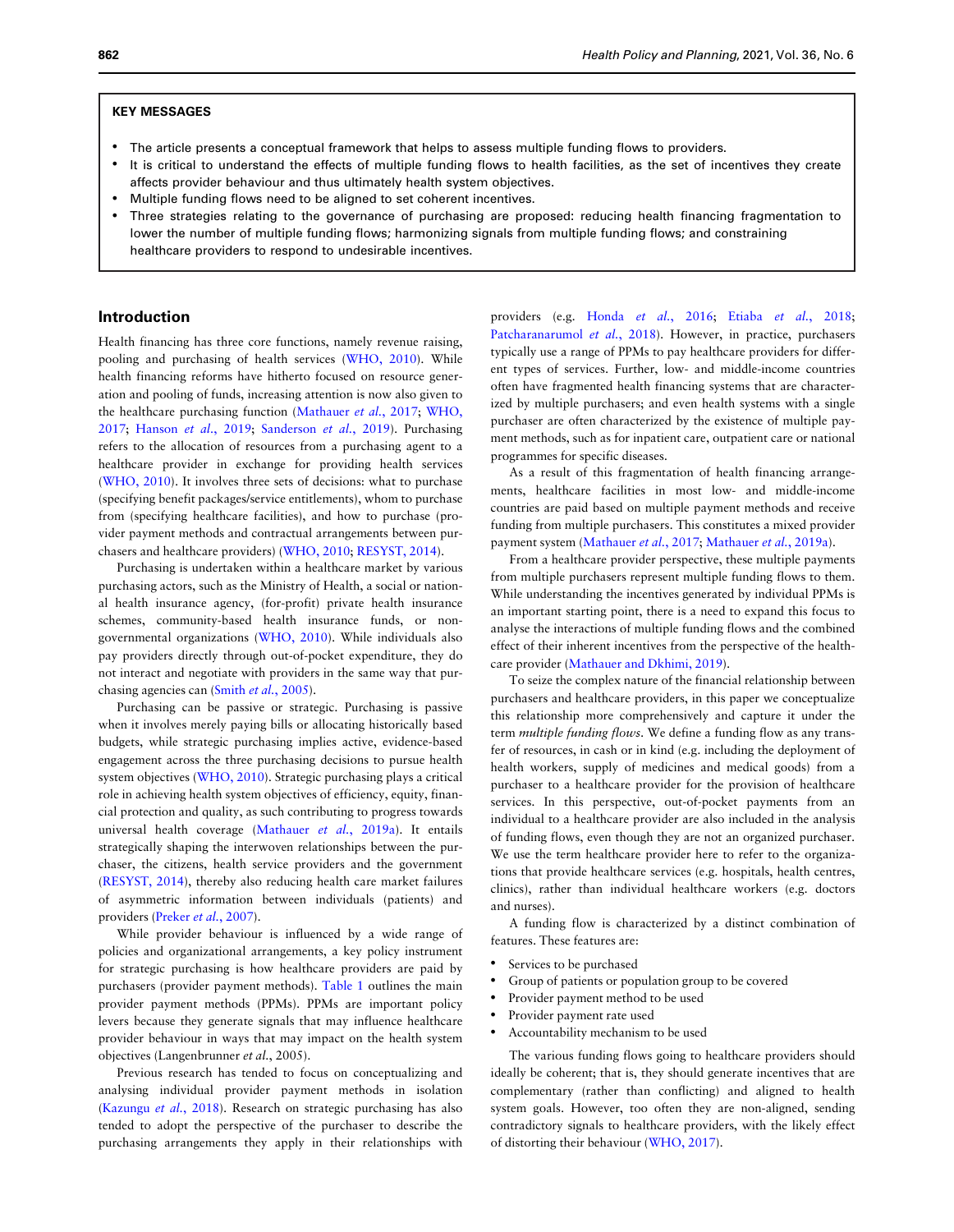**KEY MESSAGES**

- The article presents a conceptual framework that helps to assess multiple funding flows to providers.
- It is critical to understand the effects of multiple funding flows to health facilities, as the set of incentives they create affects provider behaviour and thus ultimately health system objectives.
- Multiple funding flows need to be aligned to set coherent incentives.
- Three strategies relating to the governance of purchasing are proposed: reducing health financing fragmentation to lower the number of multiple funding flows; harmonizing signals from multiple funding flows; and constraining healthcare providers to respond to undesirable incentives.

## Introduction

Health financing has three core functions, namely revenue raising, pooling and purchasing of health services (WHO, 2010). While health financing reforms have hitherto focused on resource generation and pooling of funds, increasing attention is now also given to the healthcare purchasing function (Mathauer *et al.*, 2017; WHO, 2017; Hanson *et al.*, 2019; Sanderson *et al.*, 2019). Purchasing refers to the allocation of resources from a purchasing agent to a healthcare provider in exchange for providing health services (WHO, 2010). It involves three sets of decisions: what to purchase (specifying benefit packages/service entitlements), whom to purchase from (specifying healthcare facilities), and how to purchase (provider payment methods and contractual arrangements between purchasers and healthcare providers) (WHO, 2010; RESYST, 2014).

Purchasing is undertaken within a healthcare market by various purchasing actors, such as the Ministry of Health, a social or national health insurance agency, (for-profit) private health insurance schemes, community-based health insurance funds, or non-governmental organizations (WHO, 2010). While individuals also pay providers directly through out-of-pocket expenditure, they do not interact and negotiate with providers in the same way that purchasing agencies can (Smith *et al.*, 2005).

Purchasing can be passive or strategic. Purchasing is passive when it involves merely paying bills or allocating historically based budgets, while strategic purchasing implies active, evidence-based engagement across the three purchasing decisions to pursue health system objectives (WHO, 2010). Strategic purchasing plays a critical role in achieving health system objectives of efficiency, equity, financial protection and quality, as such contributing to progress towards universal health coverage (Mathauer *et al.*, 2019a). It entails strategically shaping the interwoven relationships between the purchaser, the citizens, health service providers and the government (RESYST, 2014), thereby also reducing health care market failures of asymmetric information between individuals (patients) and providers (Preker *et al.*, 2007).

While provider behaviour is influenced by a wide range of policies and organizational arrangements, a key policy instrument for strategic purchasing is how healthcare providers are paid by purchasers (provider payment methods). Table 1 outlines the main provider payment methods (PPMs). PPMs are important policy levers because they generate signals that may influence healthcare provider behaviour in ways that may impact on the health system objectives (Langenbrunner *et al.*, 2005).

Previous research has tended to focus on conceptualizing and analysing individual provider payment methods in isolation (Kazungu *et al.*, 2018). Research on strategic purchasing has also tended to adopt the perspective of the purchaser to describe the purchasing arrangements they apply in their relationships with providers (e.g. Honda *et al.*, 2016; Etiaba *et al.*, 2018; Patcharanarumol *et al.*, 2018). However, in practice, purchasers typically use a range of PPMs to pay healthcare providers for different types of services. Further, low- and middle-income countries often have fragmented health financing systems that are characterized by multiple purchasers; and even health systems with a single purchaser are often characterized by the existence of multiple payment methods, such as for inpatient care, outpatient care or national programmes for specific diseases.

As a result of this fragmentation of health financing arrangements, healthcare facilities in most low- and middle-income countries are paid based on multiple payment methods and receive funding from multiple purchasers. This constitutes a mixed provider payment system (Mathauer *et al.*, 2017; Mathauer *et al.*, 2019a).

From a healthcare provider perspective, these multiple payments from multiple purchasers represent multiple funding flows to them. While understanding the incentives generated by individual PPMs is an important starting point, there is a need to expand this focus to analyse the interactions of multiple funding flows and the combined effect of their inherent incentives from the perspective of the healthcare provider (Mathauer and Dkhimi, 2019).

To seize the complex nature of the financial relationship between purchasers and healthcare providers, in this paper we conceptualize this relationship more comprehensively and capture it under the term *multiple funding flows*. We define a funding flow as any transfer of resources, in cash or in kind (e.g. including the deployment of health workers, supply of medicines and medical goods) from a purchaser to a healthcare provider for the provision of healthcare services. In this perspective, out-of-pocket payments from an individual to a healthcare provider are also included in the analysis of funding flows, even though they are not an organized purchaser. We use the term healthcare provider here to refer to the organizations that provide healthcare services (e.g. hospitals, health centres, clinics), rather than individual healthcare workers (e.g. doctors and nurses).

A funding flow is characterized by a distinct combination of features. These features are:

- Services to be purchased
- Group of patients or population group to be covered
- Provider payment method to be used
- Provider payment rate used
- Accountability mechanism to be used

The various funding flows going to healthcare providers should ideally be coherent; that is, they should generate incentives that are complementary (rather than conflicting) and aligned to health system goals. However, too often they are non-aligned, sending contradictory signals to healthcare providers, with the likely effect of distorting their behaviour (WHO, 2017).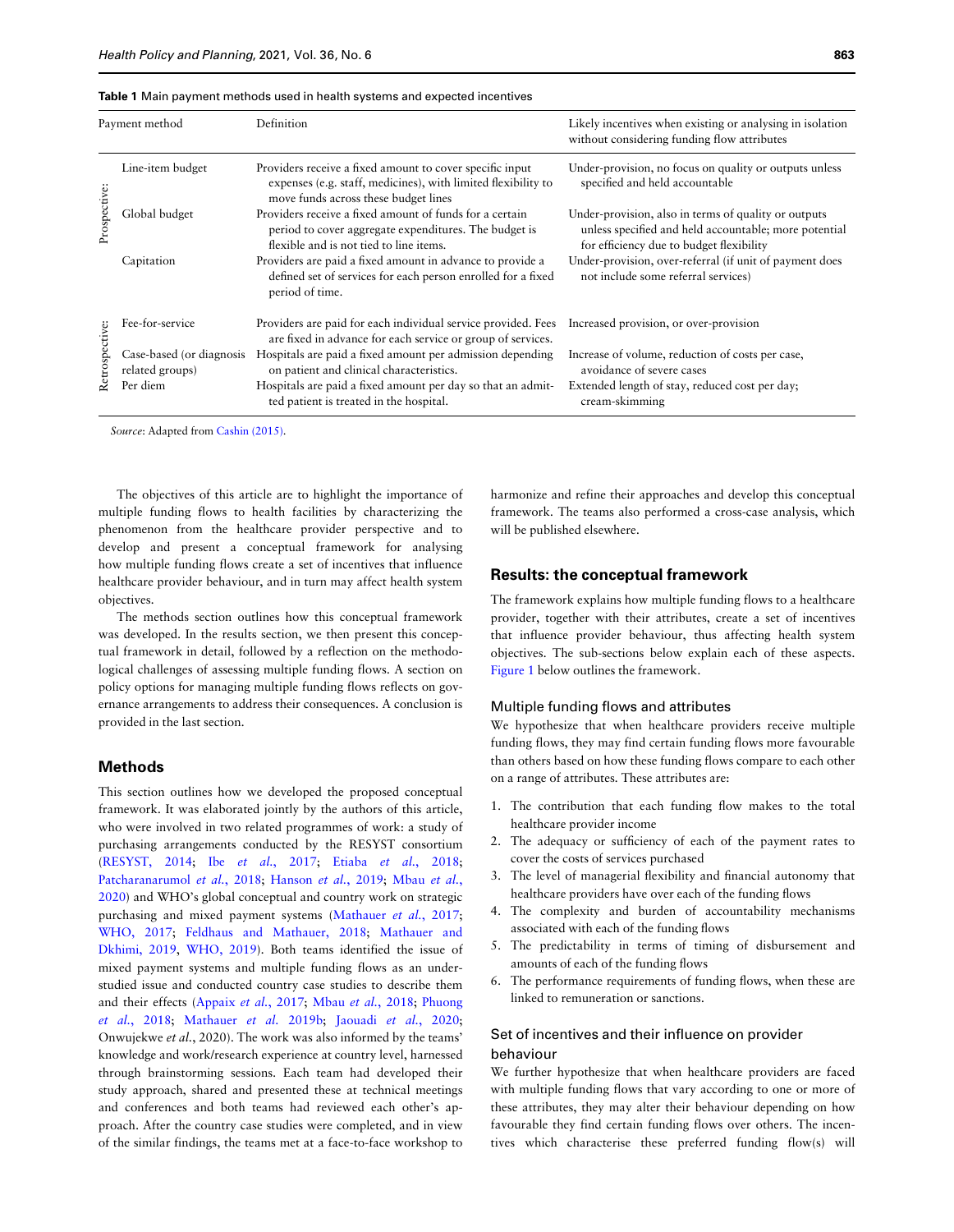**Table 1** Main payment methods used in health systems and expected incentives

| Payment method | | Definition | Likely incentives when existing or analysing in isolation without considering funding flow attributes |
|---|---|---|---|
| Prospective: | Line-item budget | Providers receive a fixed amount to cover specific input expenses (e.g. staff, medicines), with limited flexibility to move funds across these budget lines | Under-provision, no focus on quality or outputs unless specified and held accountable |
| | Global budget | Providers receive a fixed amount of funds for a certain period to cover aggregate expenditures. The budget is flexible and is not tied to line items. | Under-provision, also in terms of quality or outputs unless specified and held accountable; more potential for efficiency due to budget flexibility |
| | Capitation | Providers are paid a fixed amount in advance to provide a defined set of services for each person enrolled for a fixed period of time. | Under-provision, over-referral (if unit of payment does not include some referral services) |
| Retrospective: | Fee-for-service | Providers are paid for each individual service provided. Fees are fixed in advance for each service or group of services. | Increased provision, or over-provision |
| | Case-based (or diagnosis related groups) | Hospitals are paid a fixed amount per admission depending on patient and clinical characteristics. | Increase of volume, reduction of costs per case, avoidance of severe cases |
| | Per diem | Hospitals are paid a fixed amount per day so that an admitted patient is treated in the hospital. | Extended length of stay, reduced cost per day; cream-skimming |

*Source*: Adapted from Cashin (2015).

The objectives of this article are to highlight the importance of multiple funding flows to health facilities by characterizing the phenomenon from the healthcare provider perspective and to develop and present a conceptual framework for analysing how multiple funding flows create a set of incentives that influence healthcare provider behaviour, and in turn may affect health system objectives.

The methods section outlines how this conceptual framework was developed. In the results section, we then present this conceptual framework in detail, followed by a reflection on the methodological challenges of assessing multiple funding flows. A section on policy options for managing multiple funding flows reflects on governance arrangements to address their consequences. A conclusion is provided in the last section.

## Methods

This section outlines how we developed the proposed conceptual framework. It was elaborated jointly by the authors of this article, who were involved in two related programmes of work: a study of purchasing arrangements conducted by the RESYST consortium (RESYST, 2014; Ibe *et al.*, 2017; Etiaba *et al.*, 2018; Patcharanarumol *et al.*, 2018; Hanson *et al.*, 2019; Mbau *et al.*, 2020) and WHO's global conceptual and country work on strategic purchasing and mixed payment systems (Mathauer *et al.*, 2017; WHO, 2017; Feldhaus and Mathauer, 2018; Mathauer and Dkhimi, 2019, WHO, 2019). Both teams identified the issue of mixed payment systems and multiple funding flows as an under-studied issue and conducted country case studies to describe them and their effects (Appaix *et al.*, 2017; Mbau *et al.*, 2018; Phuong *et al.*, 2018; Mathauer *et al.* 2019b; Jaouadi *et al.*, 2020; Onwujekwe *et al.*, 2020). The work was also informed by the teams' knowledge and work/research experience at country level, harnessed through brainstorming sessions. Each team had developed their study approach, shared and presented these at technical meetings and conferences and both teams had reviewed each other's approach. After the country case studies were completed, and in view of the similar findings, the teams met at a face-to-face workshop to harmonize and refine their approaches and develop this conceptual framework. The teams also performed a cross-case analysis, which will be published elsewhere.

## Results: the conceptual framework

The framework explains how multiple funding flows to a healthcare provider, together with their attributes, create a set of incentives that influence provider behaviour, thus affecting health system objectives. The sub-sections below explain each of these aspects. Figure 1 below outlines the framework.

### Multiple funding flows and attributes

We hypothesize that when healthcare providers receive multiple funding flows, they may find certain funding flows more favourable than others based on how these funding flows compare to each other on a range of attributes. These attributes are:

1. The contribution that each funding flow makes to the total healthcare provider income
2. The adequacy or sufficiency of each of the payment rates to cover the costs of services purchased
3. The level of managerial flexibility and financial autonomy that healthcare providers have over each of the funding flows
4. The complexity and burden of accountability mechanisms associated with each of the funding flows
5. The predictability in terms of timing of disbursement and amounts of each of the funding flows
6. The performance requirements of funding flows, when these are linked to remuneration or sanctions.

### Set of incentives and their influence on provider behaviour

We further hypothesize that when healthcare providers are faced with multiple funding flows that vary according to one or more of these attributes, they may alter their behaviour depending on how favourable they find certain funding flows over others. The incentives which characterise these preferred funding flow(s) will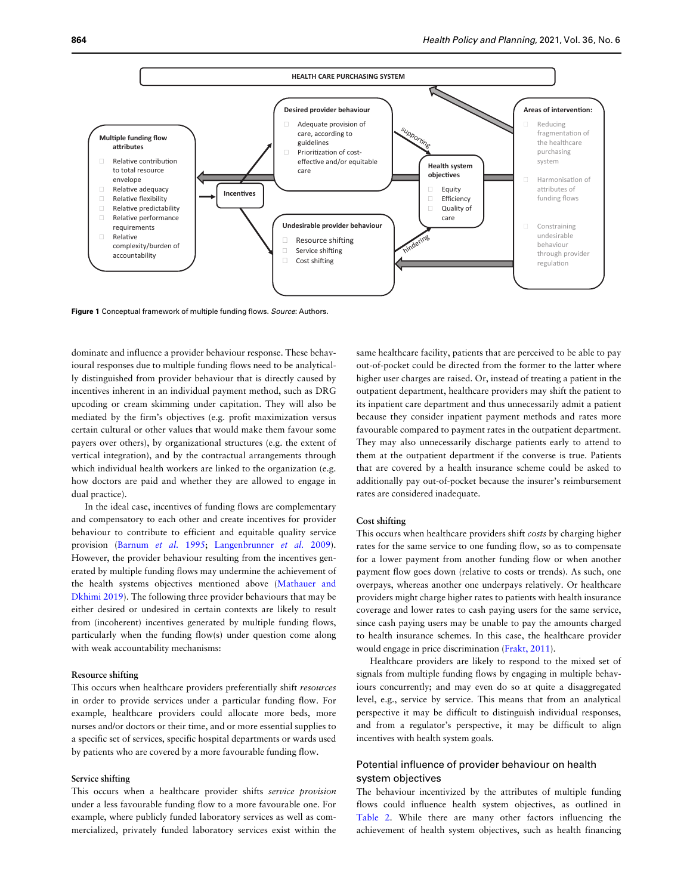**Figure 1** Conceptual framework of multiple funding flows. *Source*: Authors.

dominate and influence a provider behaviour response. These behavioural responses due to multiple funding flows need to be analytically distinguished from provider behaviour that is directly caused by incentives inherent in an individual payment method, such as DRG upcoding or cream skimming under capitation. They will also be mediated by the firm's objectives (e.g. profit maximization versus certain cultural or other values that would make them favour some payers over others), by organizational structures (e.g. the extent of vertical integration), and by the contractual arrangements through which individual health workers are linked to the organization (e.g. how doctors are paid and whether they are allowed to engage in dual practice).

In the ideal case, incentives of funding flows are complementary and compensatory to each other and create incentives for provider behaviour to contribute to efficient and equitable quality service provision (Barnum *et al.* 1995; Langenbrunner *et al.* 2009). However, the provider behaviour resulting from the incentives generated by multiple funding flows may undermine the achievement of the health systems objectives mentioned above (Mathauer and Dkhimi 2019). The following three provider behaviours that may be either desired or undesired in certain contexts are likely to result from (incoherent) incentives generated by multiple funding flows, particularly when the funding flow(s) under question come along with weak accountability mechanisms:

### Resource shifting

This occurs when healthcare providers preferentially shift *resources* in order to provide services under a particular funding flow. For example, healthcare providers could allocate more beds, more nurses and/or doctors or their time, and or more essential supplies to a specific set of services, specific hospital departments or wards used by patients who are covered by a more favourable funding flow.

### Service shifting

This occurs when a healthcare provider shifts *service provision* under a less favourable funding flow to a more favourable one. For example, where publicly funded laboratory services as well as commercialized, privately funded laboratory services exist within the same healthcare facility, patients that are perceived to be able to pay out-of-pocket could be directed from the former to the latter where higher user charges are raised. Or, instead of treating a patient in the outpatient department, healthcare providers may shift the patient to its inpatient care department and thus unnecessarily admit a patient because they consider inpatient payment methods and rates more favourable compared to payment rates in the outpatient department. They may also unnecessarily discharge patients early to attend to them at the outpatient department if the converse is true. Patients that are covered by a health insurance scheme could be asked to additionally pay out-of-pocket because the insurer's reimbursement rates are considered inadequate.

### Cost shifting

This occurs when healthcare providers shift *costs* by charging higher rates for the same service to one funding flow, so as to compensate for a lower payment from another funding flow or when another payment flow goes down (relative to costs or trends). As such, one overpays, whereas another one underpays relatively. Or healthcare providers might charge higher rates to patients with health insurance coverage and lower rates to cash paying users for the same service, since cash paying users may be unable to pay the amounts charged to health insurance schemes. In this case, the healthcare provider would engage in price discrimination (Frakt, 2011).

Healthcare providers are likely to respond to the mixed set of signals from multiple funding flows by engaging in multiple behaviours concurrently; and may even do so at quite a disaggregated level, e.g., service by service. This means that from an analytical perspective it may be difficult to distinguish individual responses, and from a regulator's perspective, it may be difficult to align incentives with health system goals.

## Potential influence of provider behaviour on health system objectives

The behaviour incentivized by the attributes of multiple funding flows could influence health system objectives, as outlined in Table 2. While there are many other factors influencing the achievement of health system objectives, such as health financing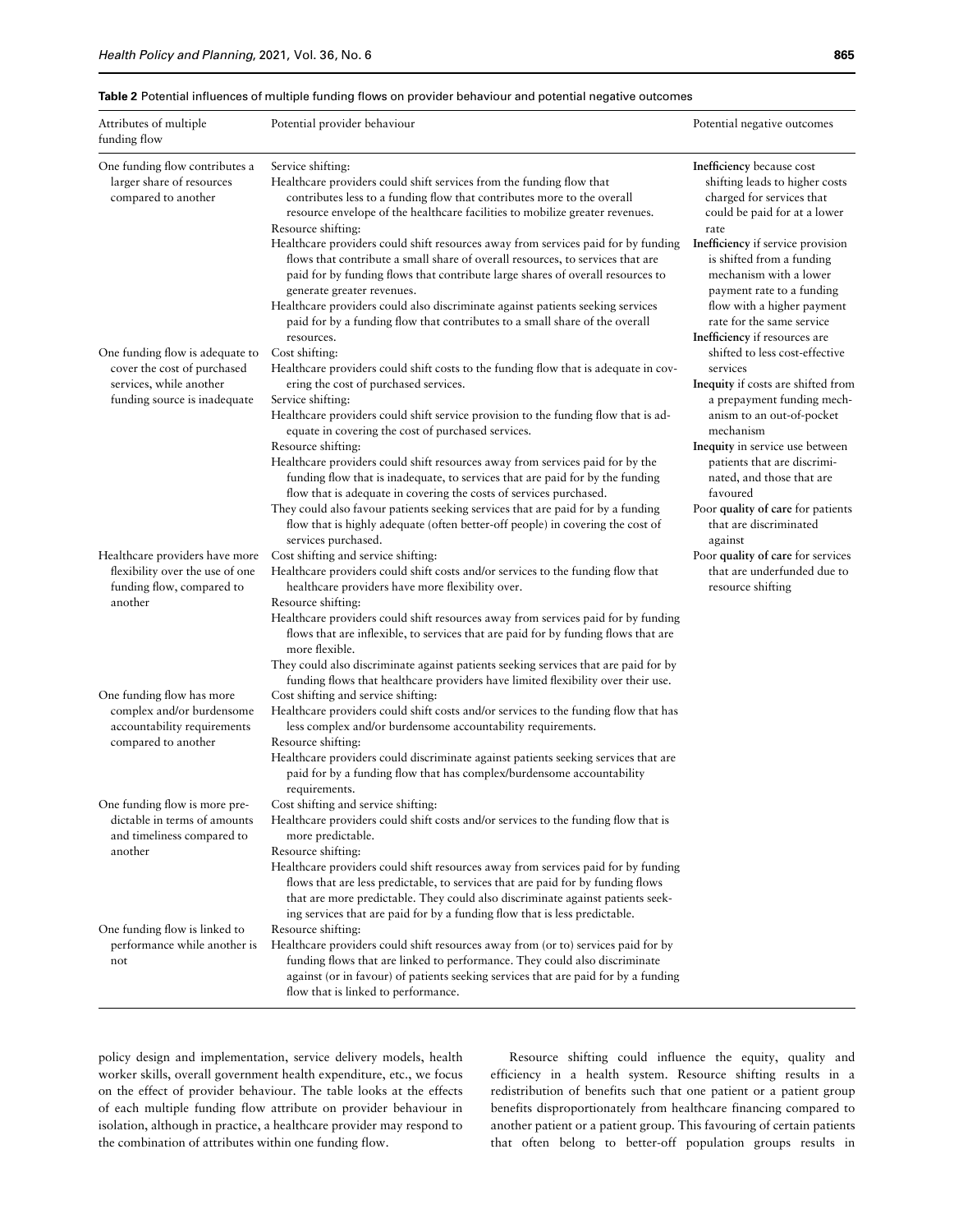**Table 2** Potential influences of multiple funding flows on provider behaviour and potential negative outcomes

| Attributes of multiple funding flow | Potential provider behaviour | Potential negative outcomes |
|---|---|---|
| One funding flow contributes a larger share of resources compared to another | Service shifting:<br>Healthcare providers could shift services from the funding flow that contributes less to a funding flow that contributes more to the overall resource envelope of the healthcare facilities to mobilize greater revenues.<br>Resource shifting:<br>Healthcare providers could shift resources away from services paid for by funding flows that contribute a small share of overall resources, to services that are paid for by funding flows that contribute large shares of overall resources to generate greater revenues.<br>Healthcare providers could also discriminate against patients seeking services paid for by a funding flow that contributes to a small share of the overall resources. | **Inefficiency** because cost shifting leads to higher costs charged for services that could be paid for at a lower rate<br>**Inefficiency** if service provision is shifted from a funding mechanism with a lower payment rate to a funding flow with a higher payment rate for the same service<br>**Inefficiency** if resources are shifted to less cost-effective services<br>**Inequity** if costs are shifted from a prepayment funding mechanism to an out-of-pocket mechanism<br>**Inequity** in service use between patients that are discriminated, and those that are favoured<br>Poor **quality of care** for patients that are discriminated against<br>Poor **quality of care** for services that are underfunded due to resource shifting |
| One funding flow is adequate to cover the cost of purchased services, while another funding source is inadequate | Cost shifting:<br>Healthcare providers could shift costs to the funding flow that is adequate in covering the cost of purchased services.<br>Service shifting:<br>Healthcare providers could shift service provision to the funding flow that is adequate in covering the cost of purchased services.<br>Resource shifting:<br>Healthcare providers could shift resources away from services paid for by the funding flow that is inadequate, to services that are paid for by the funding flow that is adequate in covering the costs of services purchased.<br>They could also favour patients seeking services that are paid for by a funding flow that is highly adequate (often better-off people) in covering the cost of services purchased. | |
| Healthcare providers have more flexibility over the use of one funding flow, compared to another | Cost shifting and service shifting:<br>Healthcare providers could shift costs and/or services to the funding flow that healthcare providers have more flexibility over.<br>Resource shifting:<br>Healthcare providers could shift resources away from services paid for by funding flows that are inflexible, to services that are paid for by funding flows that are more flexible.<br>They could also discriminate against patients seeking services that are paid for by funding flows that healthcare providers have limited flexibility over their use. | |
| One funding flow has more complex and/or burdensome accountability requirements compared to another | Cost shifting and service shifting:<br>Healthcare providers could shift costs and/or services to the funding flow that has less complex and/or burdensome accountability requirements.<br>Resource shifting:<br>Healthcare providers could discriminate against patients seeking services that are paid for by a funding flow that has complex/burdensome accountability requirements. | |
| One funding flow is more predictable in terms of amounts and timeliness compared to another | Cost shifting and service shifting:<br>Healthcare providers could shift costs and/or services to the funding flow that is more predictable.<br>Resource shifting:<br>Healthcare providers could shift resources away from services paid for by funding flows that are less predictable, to services that are paid for by funding flows that are more predictable. They could also discriminate against patients seeking services that are paid for by a funding flow that is less predictable. | |
| One funding flow is linked to performance while another is not | Resource shifting:<br>Healthcare providers could shift resources away from (or to) services paid for by funding flows that are linked to performance. They could also discriminate against (or in favour) of patients seeking services that are paid for by a funding flow that is linked to performance. | |

policy design and implementation, service delivery models, health worker skills, overall government health expenditure, etc., we focus on the effect of provider behaviour. The table looks at the effects of each multiple funding flow attribute on provider behaviour in isolation, although in practice, a healthcare provider may respond to the combination of attributes within one funding flow.

Resource shifting could influence the equity, quality and efficiency in a health system. Resource shifting results in a redistribution of benefits such that one patient or a patient group benefits disproportionately from healthcare financing compared to another patient or a patient group. This favouring of certain patients that often belong to better-off population groups results in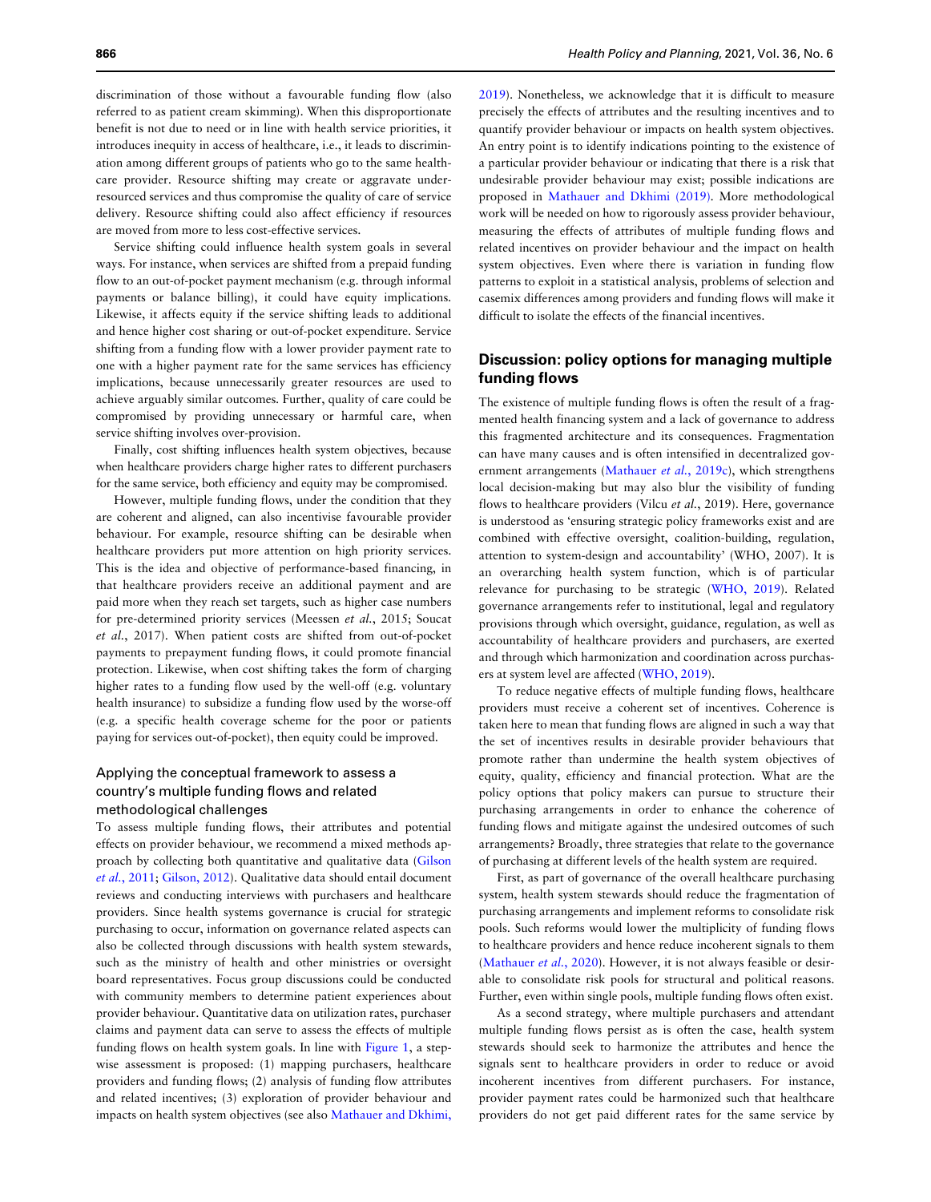discrimination of those without a favourable funding flow (also referred to as patient cream skimming). When this disproportionate benefit is not due to need or in line with health service priorities, it introduces inequity in access of healthcare, i.e., it leads to discrimination among different groups of patients who go to the same healthcare provider. Resource shifting may create or aggravate under-resourced services and thus compromise the quality of care of service delivery. Resource shifting could also affect efficiency if resources are moved from more to less cost-effective services.

Service shifting could influence health system goals in several ways. For instance, when services are shifted from a prepaid funding flow to an out-of-pocket payment mechanism (e.g. through informal payments or balance billing), it could have equity implications. Likewise, it affects equity if the service shifting leads to additional and hence higher cost sharing or out-of-pocket expenditure. Service shifting from a funding flow with a lower provider payment rate to one with a higher payment rate for the same services has efficiency implications, because unnecessarily greater resources are used to achieve arguably similar outcomes. Further, quality of care could be compromised by providing unnecessary or harmful care, when service shifting involves over-provision.

Finally, cost shifting influences health system objectives, because when healthcare providers charge higher rates to different purchasers for the same service, both efficiency and equity may be compromised.

However, multiple funding flows, under the condition that they are coherent and aligned, can also incentivise favourable provider behaviour. For example, resource shifting can be desirable when healthcare providers put more attention on high priority services. This is the idea and objective of performance-based financing, in that healthcare providers receive an additional payment and are paid more when they reach set targets, such as higher case numbers for pre-determined priority services (Meessen *et al.*, 2015; Soucat *et al.*, 2017). When patient costs are shifted from out-of-pocket payments to prepayment funding flows, it could promote financial protection. Likewise, when cost shifting takes the form of charging higher rates to a funding flow used by the well-off (e.g. voluntary health insurance) to subsidize a funding flow used by the worse-off (e.g. a specific health coverage scheme for the poor or patients paying for services out-of-pocket), then equity could be improved.

### Applying the conceptual framework to assess a country's multiple funding flows and related methodological challenges

To assess multiple funding flows, their attributes and potential effects on provider behaviour, we recommend a mixed methods approach by collecting both quantitative and qualitative data (Gilson *et al.*, 2011; Gilson, 2012). Qualitative data should entail document reviews and conducting interviews with purchasers and healthcare providers. Since health systems governance is crucial for strategic purchasing to occur, information on governance related aspects can also be collected through discussions with health system stewards, such as the ministry of health and other ministries or oversight board representatives. Focus group discussions could be conducted with community members to determine patient experiences about provider behaviour. Quantitative data on utilization rates, purchaser claims and payment data can serve to assess the effects of multiple funding flows on health system goals. In line with Figure 1, a stepwise assessment is proposed: (1) mapping purchasers, healthcare providers and funding flows; (2) analysis of funding flow attributes and related incentives; (3) exploration of provider behaviour and impacts on health system objectives (see also Mathauer and Dkhimi, 2019). Nonetheless, we acknowledge that it is difficult to measure precisely the effects of attributes and the resulting incentives and to quantify provider behaviour or impacts on health system objectives. An entry point is to identify indications pointing to the existence of a particular provider behaviour or indicating that there is a risk that undesirable provider behaviour may exist; possible indications are proposed in Mathauer and Dkhimi (2019). More methodological work will be needed on how to rigorously assess provider behaviour, measuring the effects of attributes of multiple funding flows and related incentives on provider behaviour and the impact on health system objectives. Even where there is variation in funding flow patterns to exploit in a statistical analysis, problems of selection and casemix differences among providers and funding flows will make it difficult to isolate the effects of the financial incentives.

## Discussion: policy options for managing multiple funding flows

The existence of multiple funding flows is often the result of a fragmented health financing system and a lack of governance to address this fragmented architecture and its consequences. Fragmentation can have many causes and is often intensified in decentralized government arrangements (Mathauer *et al.*, 2019c), which strengthens local decision-making but may also blur the visibility of funding flows to healthcare providers (Vilcu *et al.*, 2019). Here, governance is understood as 'ensuring strategic policy frameworks exist and are combined with effective oversight, coalition-building, regulation, attention to system-design and accountability' (WHO, 2007). It is an overarching health system function, which is of particular relevance for purchasing to be strategic (WHO, 2019). Related governance arrangements refer to institutional, legal and regulatory provisions through which oversight, guidance, regulation, as well as accountability of healthcare providers and purchasers, are exerted and through which harmonization and coordination across purchasers at system level are affected (WHO, 2019).

To reduce negative effects of multiple funding flows, healthcare providers must receive a coherent set of incentives. Coherence is taken here to mean that funding flows are aligned in such a way that the set of incentives results in desirable provider behaviours that promote rather than undermine the health system objectives of equity, quality, efficiency and financial protection. What are the policy options that policy makers can pursue to structure their purchasing arrangements in order to enhance the coherence of funding flows and mitigate against the undesired outcomes of such arrangements? Broadly, three strategies that relate to the governance of purchasing at different levels of the health system are required.

First, as part of governance of the overall healthcare purchasing system, health system stewards should reduce the fragmentation of purchasing arrangements and implement reforms to consolidate risk pools. Such reforms would lower the multiplicity of funding flows to healthcare providers and hence reduce incoherent signals to them (Mathauer *et al.*, 2020). However, it is not always feasible or desirable to consolidate risk pools for structural and political reasons. Further, even within single pools, multiple funding flows often exist.

As a second strategy, where multiple purchasers and attendant multiple funding flows persist as is often the case, health system stewards should seek to harmonize the attributes and hence the signals sent to healthcare providers in order to reduce or avoid incoherent incentives from different purchasers. For instance, provider payment rates could be harmonized such that healthcare providers do not get paid different rates for the same service by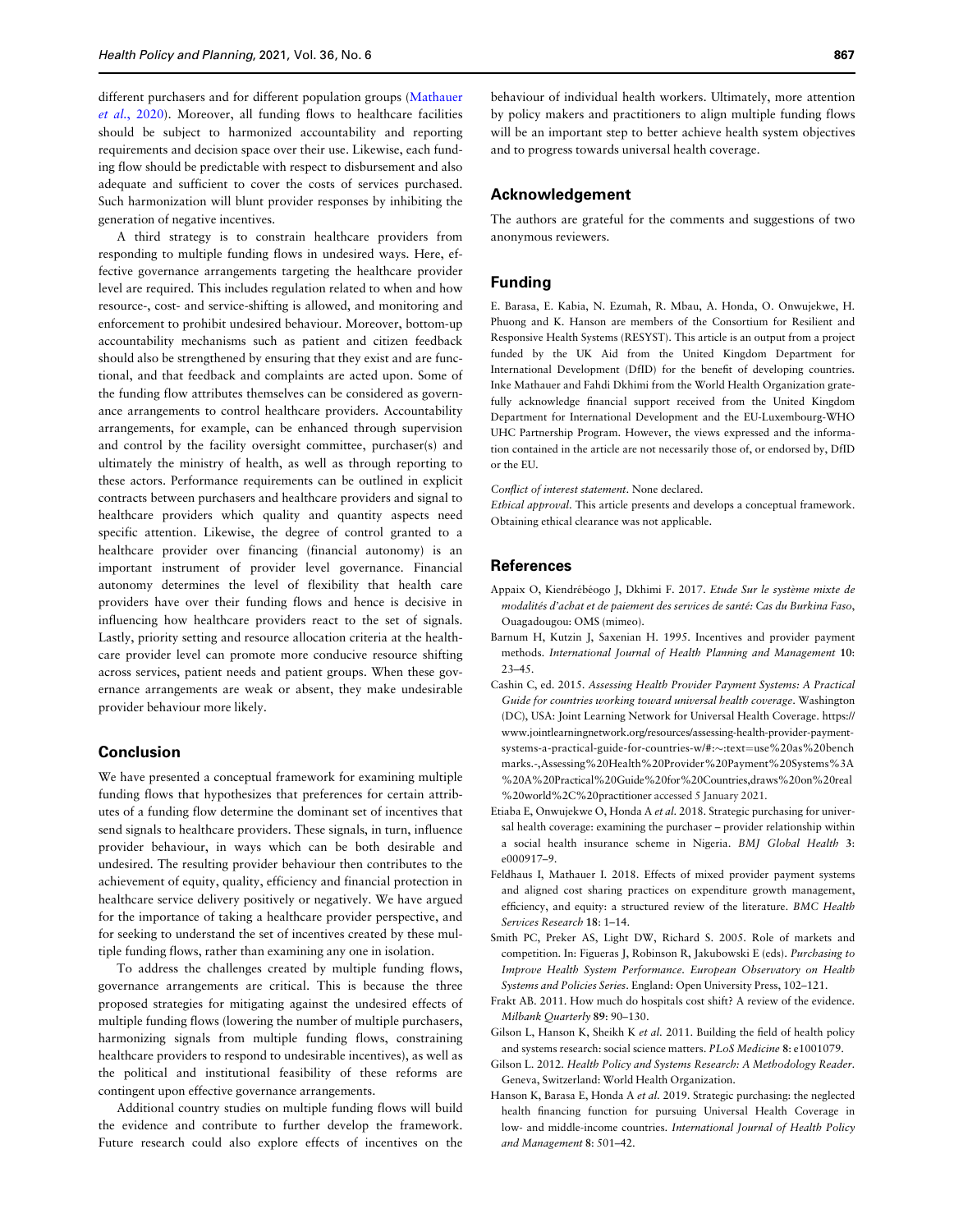different purchasers and for different population groups (Mathauer *et al.*, 2020). Moreover, all funding flows to healthcare facilities should be subject to harmonized accountability and reporting requirements and decision space over their use. Likewise, each funding flow should be predictable with respect to disbursement and also adequate and sufficient to cover the costs of services purchased. Such harmonization will blunt provider responses by inhibiting the generation of negative incentives.

A third strategy is to constrain healthcare providers from responding to multiple funding flows in undesired ways. Here, effective governance arrangements targeting the healthcare provider level are required. This includes regulation related to when and how resource-, cost- and service-shifting is allowed, and monitoring and enforcement to prohibit undesired behaviour. Moreover, bottom-up accountability mechanisms such as patient and citizen feedback should also be strengthened by ensuring that they exist and are functional, and that feedback and complaints are acted upon. Some of the funding flow attributes themselves can be considered as governance arrangements to control healthcare providers. Accountability arrangements, for example, can be enhanced through supervision and control by the facility oversight committee, purchaser(s) and ultimately the ministry of health, as well as through reporting to these actors. Performance requirements can be outlined in explicit contracts between purchasers and healthcare providers and signal to healthcare providers which quality and quantity aspects need specific attention. Likewise, the degree of control granted to a healthcare provider over financing (financial autonomy) is an important instrument of provider level governance. Financial autonomy determines the level of flexibility that health care providers have over their funding flows and hence is decisive in influencing how healthcare providers react to the set of signals. Lastly, priority setting and resource allocation criteria at the healthcare provider level can promote more conducive resource shifting across services, patient needs and patient groups. When these governance arrangements are weak or absent, they make undesirable provider behaviour more likely.

## Conclusion

We have presented a conceptual framework for examining multiple funding flows that hypothesizes that preferences for certain attributes of a funding flow determine the dominant set of incentives that send signals to healthcare providers. These signals, in turn, influence provider behaviour, in ways which can be both desirable and undesired. The resulting provider behaviour then contributes to the achievement of equity, quality, efficiency and financial protection in healthcare service delivery positively or negatively. We have argued for the importance of taking a healthcare provider perspective, and for seeking to understand the set of incentives created by these multiple funding flows, rather than examining any one in isolation.

To address the challenges created by multiple funding flows, governance arrangements are critical. This is because the three proposed strategies for mitigating against the undesired effects of multiple funding flows (lowering the number of multiple purchasers, harmonizing signals from multiple funding flows, constraining healthcare providers to respond to undesirable incentives), as well as the political and institutional feasibility of these reforms are contingent upon effective governance arrangements.

Additional country studies on multiple funding flows will build the evidence and contribute to further develop the framework. Future research could also explore effects of incentives on the behaviour of individual health workers. Ultimately, more attention by policy makers and practitioners to align multiple funding flows will be an important step to better achieve health system objectives and to progress towards universal health coverage.

## Acknowledgement

The authors are grateful for the comments and suggestions of two anonymous reviewers.

## Funding

E. Barasa, E. Kabia, N. Ezumah, R. Mbau, A. Honda, O. Onwujekwe, H. Phuong and K. Hanson are members of the Consortium for Resilient and Responsive Health Systems (RESYST). This article is an output from a project funded by the UK Aid from the United Kingdom Department for International Development (DfID) for the benefit of developing countries. Inke Mathauer and Fahdi Dkhimi from the World Health Organization gratefully acknowledge financial support received from the United Kingdom Department for International Development and the EU-Luxembourg-WHO UHC Partnership Program. However, the views expressed and the information contained in the article are not necessarily those of, or endorsed by, DfID or the EU.

*Conflict of interest statement*. None declared.

*Ethical approval*. This article presents and develops a conceptual framework. Obtaining ethical clearance was not applicable.

## References

Appaix O, Kiendrébéogo J, Dkhimi F. 2017. *Etude Sur le système mixte de modalités d'achat et de paiement des services de santé: Cas du Burkina Faso*, Ouagadougou: OMS (mimeo).

Barnum H, Kutzin J, Saxenian H. 1995. Incentives and provider payment methods. *International Journal of Health Planning and Management* **10**: 23–45.

Cashin C, ed. 2015. *Assessing Health Provider Payment Systems: A Practical Guide for countries working toward universal health coverage*. Washington (DC), USA: Joint Learning Network for Universal Health Coverage. https://www.jointlearningnetwork.org/resources/assessing-health-provider-payment-systems-a-practical-guide-for-countries-w/#:~:text=use%20as%20benchmarks.-,Assessing%20Health%20Provider%20Payment%20Systems%3A%20A%20Practical%20Guide%20for%20Countries,draws%20on%20real%20world%2C%20practitioner accessed 5 January 2021.

Etiaba E, Onwujekwe O, Honda A *et al*. 2018. Strategic purchasing for universal health coverage: examining the purchaser – provider relationship within a social health insurance scheme in Nigeria. *BMJ Global Health* **3**: e000917–9.

Feldhaus I, Mathauer I. 2018. Effects of mixed provider payment systems and aligned cost sharing practices on expenditure growth management, efficiency, and equity: a structured review of the literature. *BMC Health Services Research* **18**: 1–14.

Smith PC, Preker AS, Light DW, Richard S. 2005. Role of markets and competition. In: Figueras J, Robinson R, Jakubowski E (eds). *Purchasing to Improve Health System Performance. European Observatory on Health Systems and Policies Series*. England: Open University Press, 102–121.

Frakt AB. 2011. How much do hospitals cost shift? A review of the evidence. *Milbank Quarterly* **89**: 90–130.

Gilson L, Hanson K, Sheikh K *et al*. 2011. Building the field of health policy and systems research: social science matters. *PLoS Medicine* **8**: e1001079.

Gilson L. 2012. *Health Policy and Systems Research: A Methodology Reader*. Geneva, Switzerland: World Health Organization.

Hanson K, Barasa E, Honda A *et al*. 2019. Strategic purchasing: the neglected health financing function for pursuing Universal Health Coverage in low- and middle-income countries. *International Journal of Health Policy and Management* **8**: 501–42.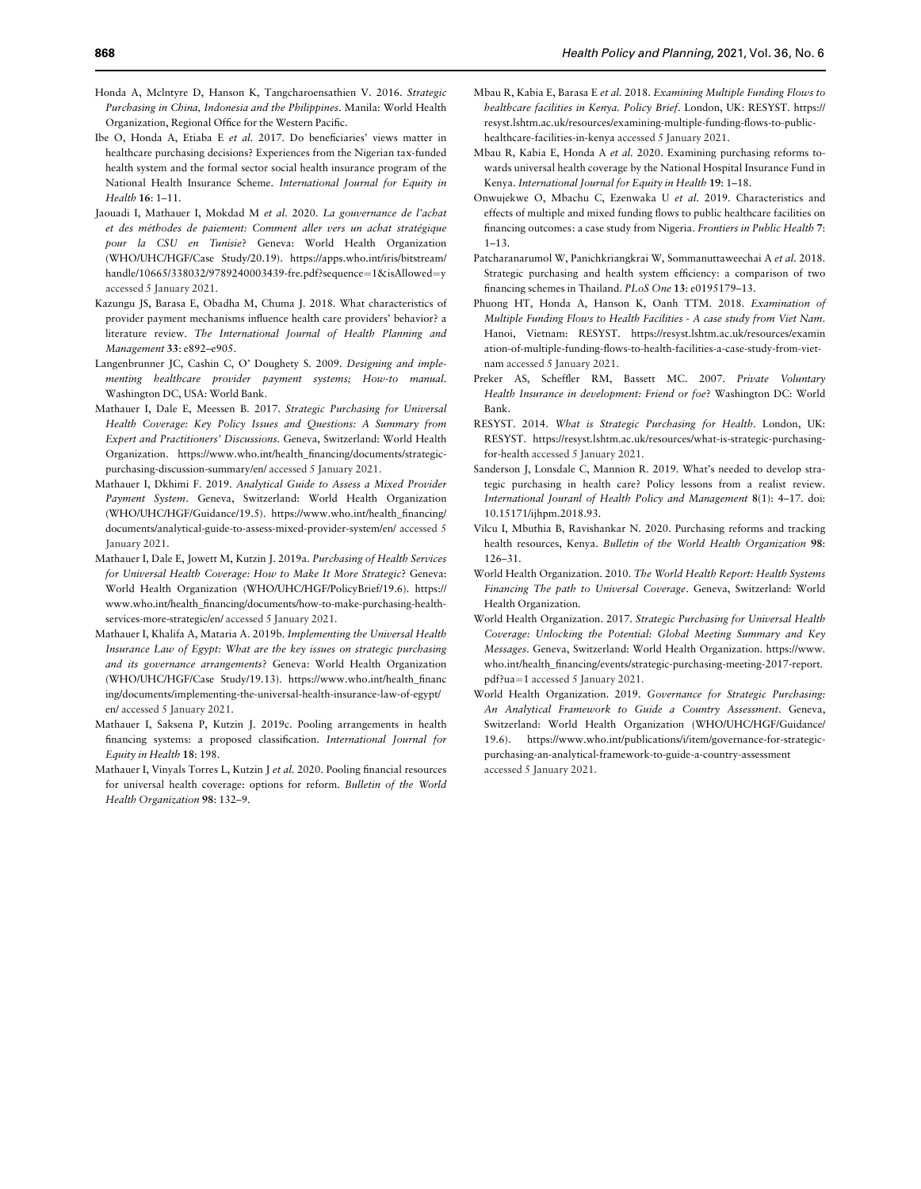Honda A, McIntyre D, Hanson K, Tangcharoensathien V. 2016. *Strategic Purchasing in China, Indonesia and the Philippines*. Manila: World Health Organization, Regional Office for the Western Pacific.

Ibe O, Honda A, Etiaba E *et al.* 2017. Do beneficiaries' views matter in healthcare purchasing decisions? Experiences from the Nigerian tax-funded health system and the formal sector social health insurance program of the National Health Insurance Scheme. *International Journal for Equity in Health* **16**: 1–11.

Jaouadi I, Mathauer I, Mokdad M *et al.* 2020. *La gouvernance de l'achat et des méthodes de paiement: Comment aller vers un achat stratégique pour la CSU en Tunisie*? Geneva: World Health Organization (WHO/UHC/HGF/Case Study/20.19). https://apps.who.int/iris/bitstream/handle/10665/338032/9789240003439-fre.pdf?sequence=1&isAllowed=y accessed 5 January 2021.

Kazungu JS, Barasa E, Obadha M, Chuma J. 2018. What characteristics of provider payment mechanisms influence health care providers' behavior? a literature review. *The International Journal of Health Planning and Management* **33**: e892–e905.

Langenbrunner JC, Cashin C, O' Doughety S. 2009. *Designing and implementing healthcare provider payment systems; How-to manual*. Washington DC, USA: World Bank.

Mathauer I, Dale E, Meessen B. 2017. *Strategic Purchasing for Universal Health Coverage: Key Policy Issues and Questions: A Summary from Expert and Practitioners' Discussions*. Geneva, Switzerland: World Health Organization. https://www.who.int/health_financing/documents/strategic-purchasing-discussion-summary/en/ accessed 5 January 2021.

Mathauer I, Dkhimi F. 2019. *Analytical Guide to Assess a Mixed Provider Payment System*. Geneva, Switzerland: World Health Organization (WHO/UHC/HGF/Guidance/19.5). https://www.who.int/health_financing/documents/analytical-guide-to-assess-mixed-provider-system/en/ accessed 5 January 2021.

Mathauer I, Dale E, Jowett M, Kutzin J. 2019a. *Purchasing of Health Services for Universal Health Coverage: How to Make It More Strategic*? Geneva: World Health Organization (WHO/UHC/HGF/PolicyBrief/19.6). https://www.who.int/health_financing/documents/how-to-make-purchasing-health-services-more-strategic/en/ accessed 5 January 2021.

Mathauer I, Khalifa A, Mataria A. 2019b. *Implementing the Universal Health Insurance Law of Egypt: What are the key issues on strategic purchasing and its governance arrangements*? Geneva: World Health Organization (WHO/UHC/HGF/Case Study/19.13). https://www.who.int/health_financing/documents/implementing-the-universal-health-insurance-law-of-egypt/en/ accessed 5 January 2021.

Mathauer I, Saksena P, Kutzin J. 2019c. Pooling arrangements in health financing systems: a proposed classification. *International Journal for Equity in Health* **18**: 198.

Mathauer I, Vinyals Torres L, Kutzin J *et al.* 2020. Pooling financial resources for universal health coverage: options for reform. *Bulletin of the World Health Organization* **98**: 132–9.

Mbau R, Kabia E, Barasa E *et al.* 2018. *Examining Multiple Funding Flows to healthcare facilities in Kenya. Policy Brief*. London, UK: RESYST. https://resyst.lshtm.ac.uk/resources/examining-multiple-funding-flows-to-public-healthcare-facilities-in-kenya accessed 5 January 2021.

Mbau R, Kabia E, Honda A *et al.* 2020. Examining purchasing reforms towards universal health coverage by the National Hospital Insurance Fund in Kenya. *International Journal for Equity in Health* **19**: 1–18.

Onwujekwe O, Mbachu C, Ezenwaka U *et al.* 2019. Characteristics and effects of multiple and mixed funding flows to public healthcare facilities on financing outcomes: a case study from Nigeria. *Frontiers in Public Health* **7**: 1–13.

Patcharanarumol W, Panichkriangkrai W, Sommanuttaweechai A *et al.* 2018. Strategic purchasing and health system efficiency: a comparison of two financing schemes in Thailand. *PLoS One* **13**: e0195179–13.

Phuong HT, Honda A, Hanson K, Oanh TTM. 2018. *Examination of Multiple Funding Flows to Health Facilities - A case study from Viet Nam*. Hanoi, Vietnam: RESYST. https://resyst.lshtm.ac.uk/resources/examination-of-multiple-funding-flows-to-health-facilities-a-case-study-from-viet-nam accessed 5 January 2021.

Preker AS, Scheffler RM, Bassett MC. 2007. *Private Voluntary Health Insurance in development: Friend or foe*? Washington DC: World Bank.

RESYST. 2014. *What is Strategic Purchasing for Health*. London, UK: RESYST. https://resyst.lshtm.ac.uk/resources/what-is-strategic-purchasing-for-health accessed 5 January 2021.

Sanderson J, Lonsdale C, Mannion R. 2019. What's needed to develop strategic purchasing in health care? Policy lessons from a realist review. *International Jouranl of Health Policy and Management* **8**(1): 4–17. doi: 10.15171/ijhpm.2018.93.

Vilcu I, Mbuthia B, Ravishankar N. 2020. Purchasing reforms and tracking health resources, Kenya. *Bulletin of the World Health Organization* **98**: 126–31.

World Health Organization. 2010. *The World Health Report: Health Systems Financing The path to Universal Coverage*. Geneva, Switzerland: World Health Organization.

World Health Organization. 2017. *Strategic Purchasing for Universal Health Coverage: Unlocking the Potential: Global Meeting Summary and Key Messages*. Geneva, Switzerland: World Health Organization. https://www.who.int/health_financing/events/strategic-purchasing-meeting-2017-report.pdf?ua=1 accessed 5 January 2021.

World Health Organization. 2019. *Governance for Strategic Purchasing: An Analytical Framework to Guide a Country Assessment*. Geneva, Switzerland: World Health Organization (WHO/UHC/HGF/Guidance/19.6). https://www.who.int/publications/i/item/governance-for-strategic-purchasing-an-analytical-framework-to-guide-a-country-assessment accessed 5 January 2021.